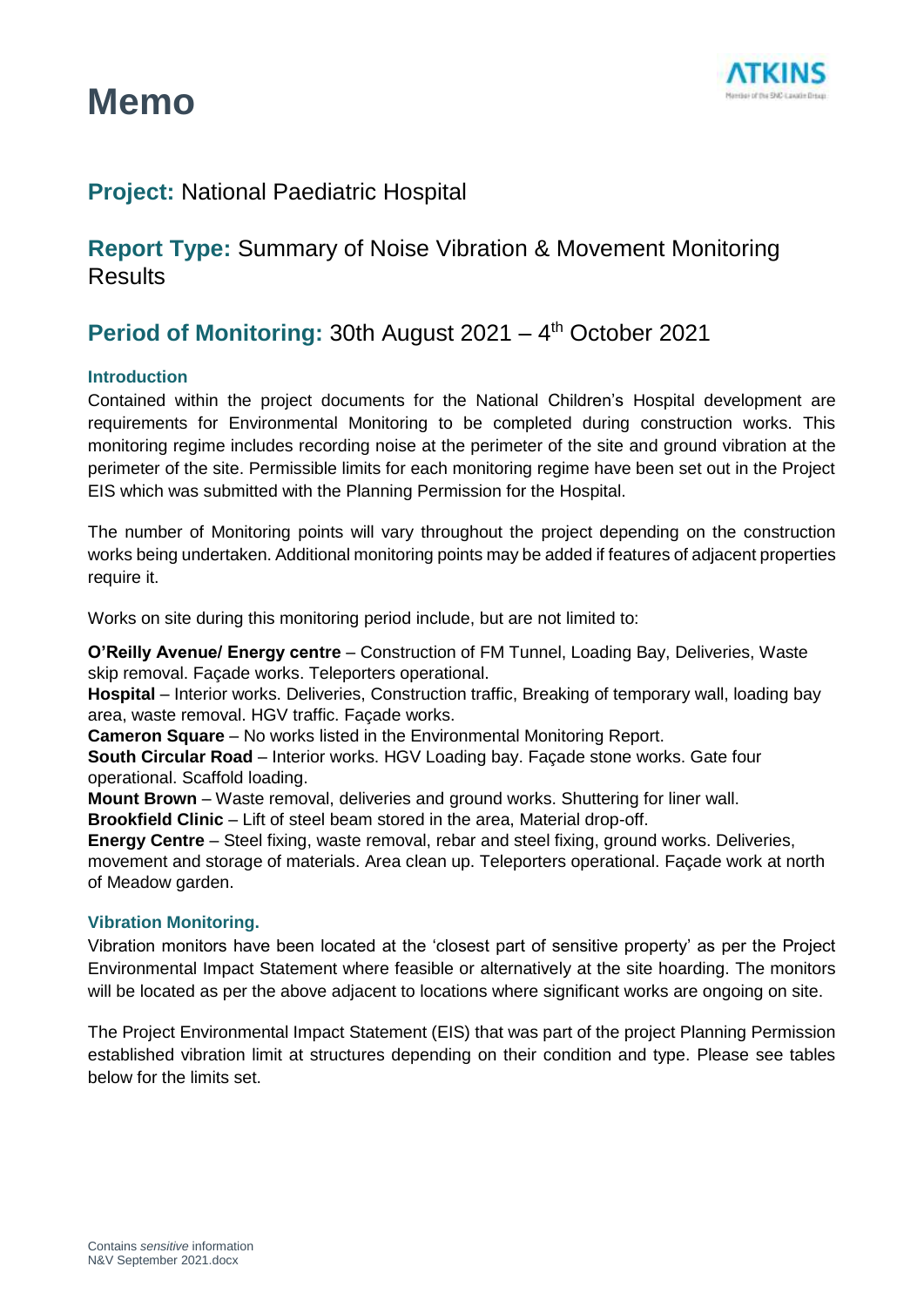# Memo

## **Project:** National Paediatric Hospital

## **Report Type:** Summary of Noise Vibration & Movement Monitoring Results

## **Period of Monitoring:** 30th August 2021 – 4th October 2021

### Introduction

Contained within the project documents for the National Children's Hospital development are requirements for Environmental Monitoring to be completed during construction works. This monitoring regime includes recording noise at the perimeter of the site and ground vibration at the perimeter of the site. Permissible limits for each monitoring regime have been set out in the Project EIS which was submitted with the Planning Permission for the Hospital.

The number of Monitoring points will vary throughout the project depending on the construction works being undertaken. Additional monitoring points may be added if features of adjacent properties require it.

Works on site during this monitoring period include, but are not limited to:

**O'Reilly Avenue/ Energy centre** – Construction of FM Tunnel, Loading Bay, Deliveries, Waste skip removal. Façade works. Teleporters operational.
**Hospital** – Interior works. Deliveries, Construction traffic, Breaking of temporary wall, loading bay area, waste removal. HGV traffic. Façade works.
**Cameron Square** – No works listed in the Environmental Monitoring Report.
**South Circular Road** – Interior works. HGV Loading bay. Façade stone works. Gate four operational. Scaffold loading.
**Mount Brown** – Waste removal, deliveries and ground works. Shuttering for liner wall.
**Brookfield Clinic** – Lift of steel beam stored in the area, Material drop-off.
**Energy Centre** – Steel fixing, waste removal, rebar and steel fixing, ground works. Deliveries, movement and storage of materials. Area clean up. Teleporters operational. Façade work at north of Meadow garden.

### Vibration Monitoring.

Vibration monitors have been located at the 'closest part of sensitive property' as per the Project Environmental Impact Statement where feasible or alternatively at the site hoarding. The monitors will be located as per the above adjacent to locations where significant works are ongoing on site.

The Project Environmental Impact Statement (EIS) that was part of the project Planning Permission established vibration limit at structures depending on their condition and type. Please see tables below for the limits set.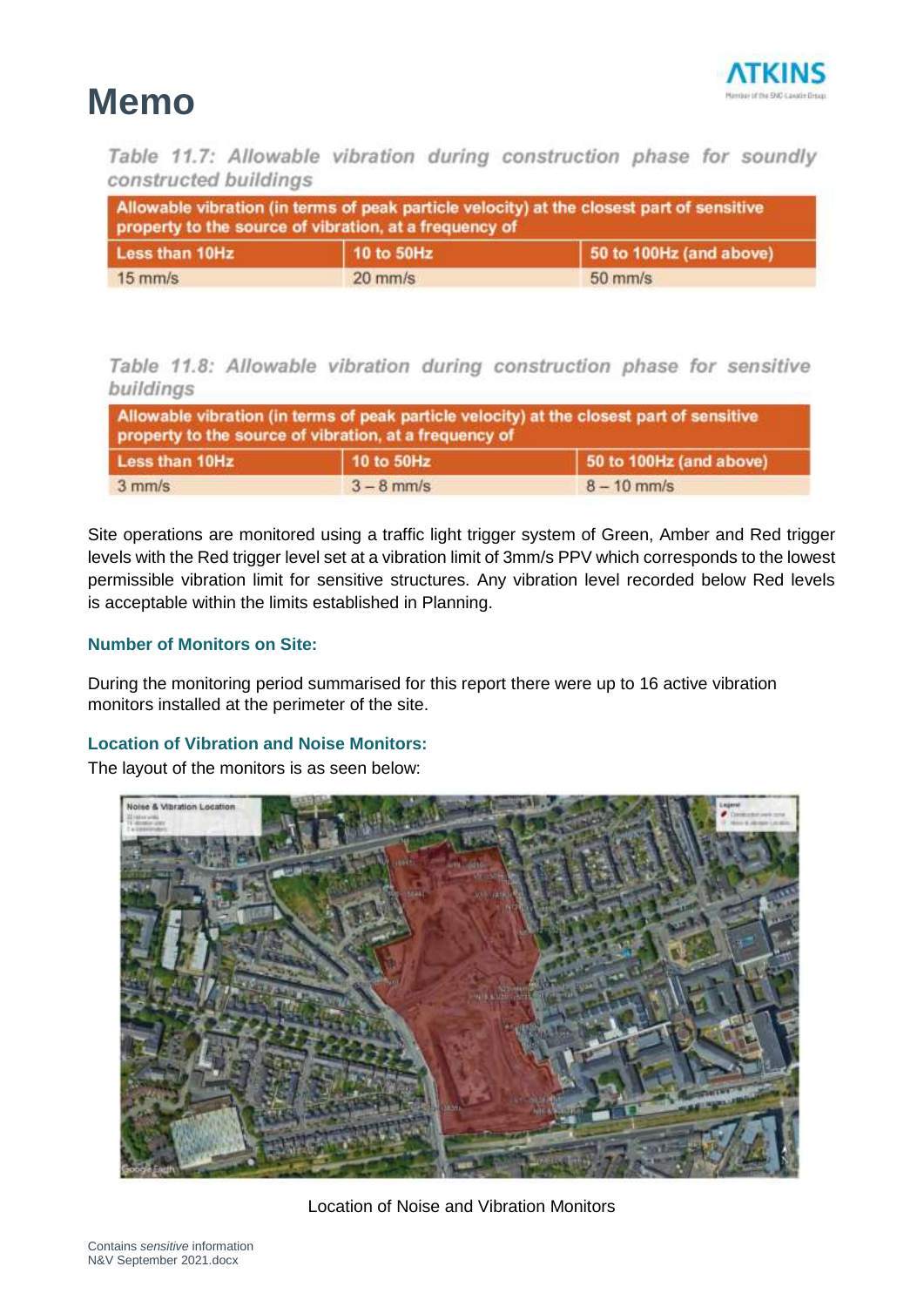# Memo

*Table 11.7: Allowable vibration during construction phase for soundly constructed buildings*

| Allowable vibration (in terms of peak particle velocity) at the closest part of sensitive property to the source of vibration, at a frequency of | | |
|---|---|---|
| Less than 10Hz | 10 to 50Hz | 50 to 100Hz (and above) |
| 15 mm/s | 20 mm/s | 50 mm/s |

*Table 11.8: Allowable vibration during construction phase for sensitive buildings*

| Allowable vibration (in terms of peak particle velocity) at the closest part of sensitive property to the source of vibration, at a frequency of | | |
|---|---|---|
| Less than 10Hz | 10 to 50Hz | 50 to 100Hz (and above) |
| 3 mm/s | 3 – 8 mm/s | 8 – 10 mm/s |

Site operations are monitored using a traffic light trigger system of Green, Amber and Red trigger levels with the Red trigger level set at a vibration limit of 3mm/s PPV which corresponds to the lowest permissible vibration limit for sensitive structures. Any vibration level recorded below Red levels is acceptable within the limits established in Planning.

### Number of Monitors on Site:

During the monitoring period summarised for this report there were up to 16 active vibration monitors installed at the perimeter of the site.

### Location of Vibration and Noise Monitors:

The layout of the monitors is as seen below:

Location of Noise and Vibration Monitors

Contains *sensitive* information
N&V September 2021.docx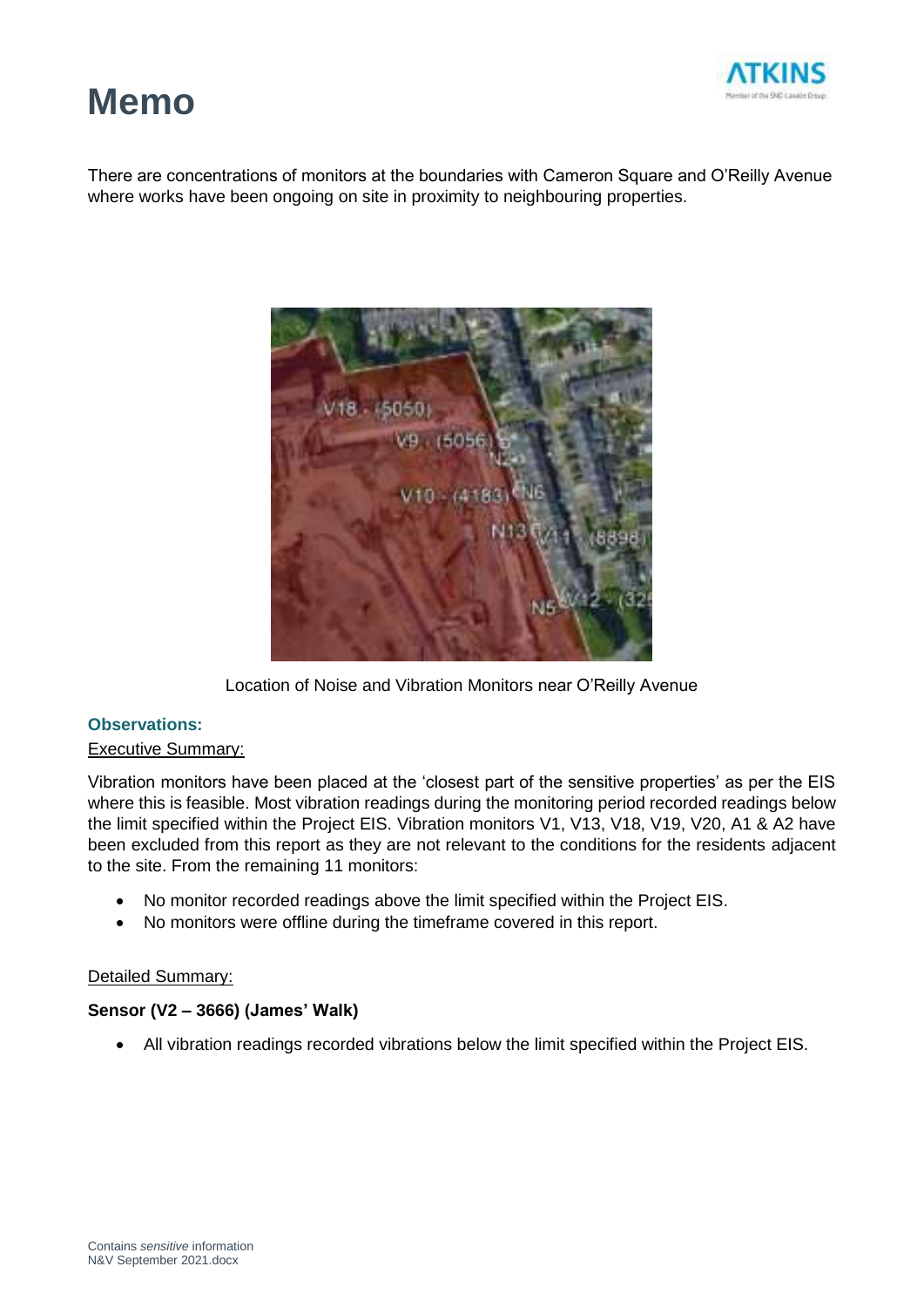# Memo

There are concentrations of monitors at the boundaries with Cameron Square and O'Reilly Avenue where works have been ongoing on site in proximity to neighbouring properties.

Location of Noise and Vibration Monitors near O'Reilly Avenue

### Observations:

Executive Summary:

Vibration monitors have been placed at the 'closest part of the sensitive properties' as per the EIS where this is feasible. Most vibration readings during the monitoring period recorded readings below the limit specified within the Project EIS. Vibration monitors V1, V13, V18, V19, V20, A1 & A2 have been excluded from this report as they are not relevant to the conditions for the residents adjacent to the site. From the remaining 11 monitors:

- No monitor recorded readings above the limit specified within the Project EIS.
- No monitors were offline during the timeframe covered in this report.

Detailed Summary:

**Sensor (V2 – 3666) (James' Walk)**

- All vibration readings recorded vibrations below the limit specified within the Project EIS.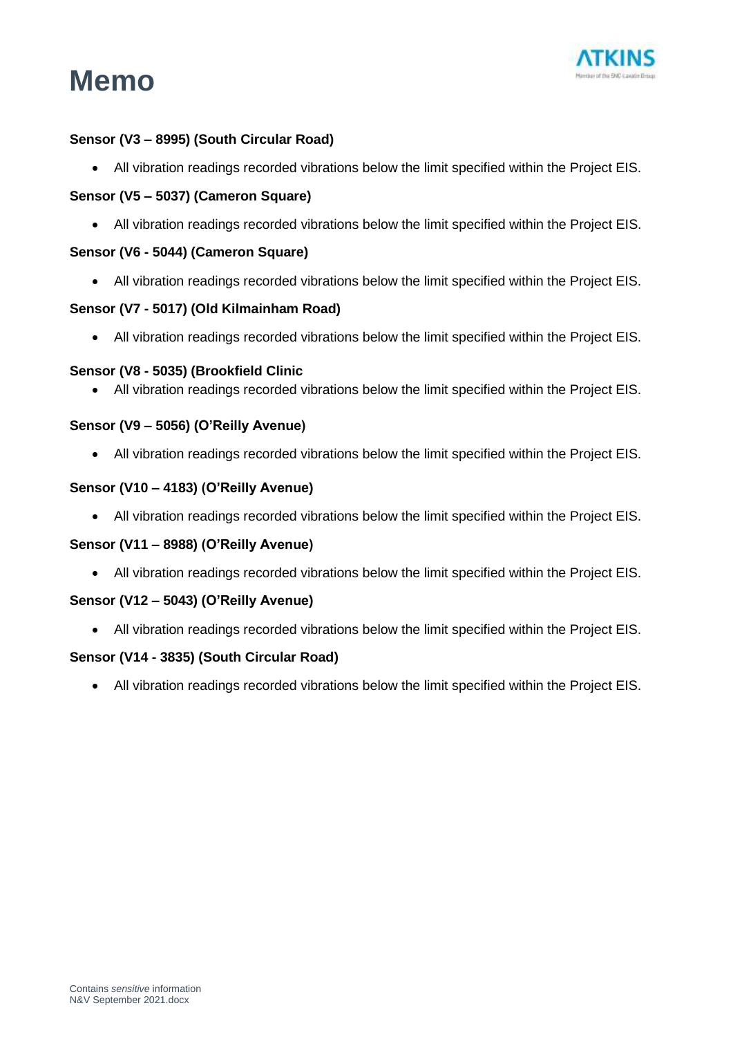**Sensor (V3 – 8995) (South Circular Road)**

- All vibration readings recorded vibrations below the limit specified within the Project EIS.

**Sensor (V5 – 5037) (Cameron Square)**

- All vibration readings recorded vibrations below the limit specified within the Project EIS.

**Sensor (V6 - 5044) (Cameron Square)**

- All vibration readings recorded vibrations below the limit specified within the Project EIS.

**Sensor (V7 - 5017) (Old Kilmainham Road)**

- All vibration readings recorded vibrations below the limit specified within the Project EIS.

**Sensor (V8 - 5035) (Brookfield Clinic**

- All vibration readings recorded vibrations below the limit specified within the Project EIS.

**Sensor (V9 – 5056) (O'Reilly Avenue)**

- All vibration readings recorded vibrations below the limit specified within the Project EIS.

**Sensor (V10 – 4183) (O'Reilly Avenue)**

- All vibration readings recorded vibrations below the limit specified within the Project EIS.

**Sensor (V11 – 8988) (O'Reilly Avenue)**

- All vibration readings recorded vibrations below the limit specified within the Project EIS.

**Sensor (V12 – 5043) (O'Reilly Avenue)**

- All vibration readings recorded vibrations below the limit specified within the Project EIS.

**Sensor (V14 - 3835) (South Circular Road)**

- All vibration readings recorded vibrations below the limit specified within the Project EIS.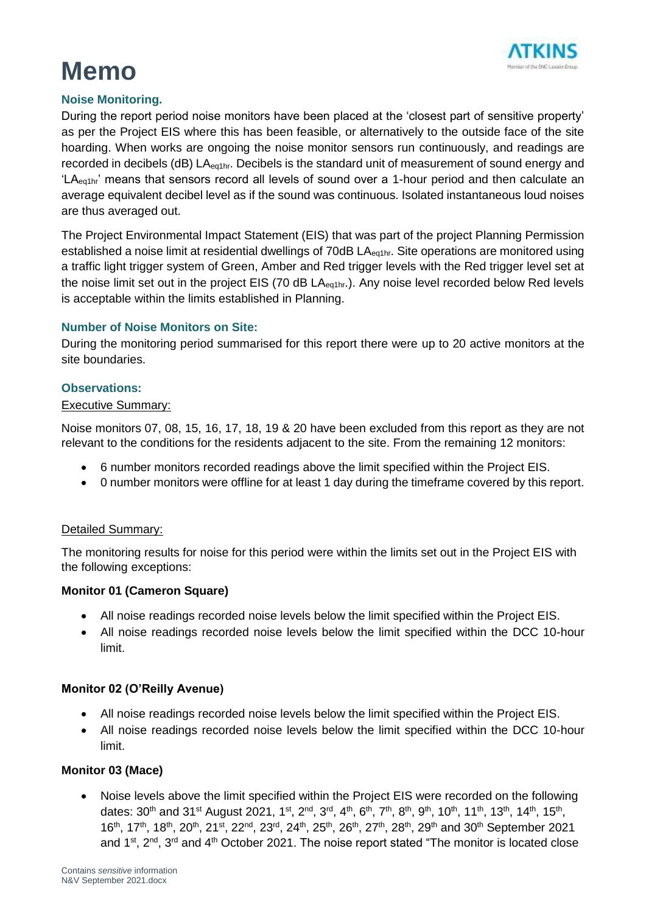# Memo

### Noise Monitoring.

During the report period noise monitors have been placed at the 'closest part of sensitive property' as per the Project EIS where this has been feasible, or alternatively to the outside face of the site hoarding. When works are ongoing the noise monitor sensors run continuously, and readings are recorded in decibels (dB) $LA_{eq1hr}$. Decibels is the standard unit of measurement of sound energy and '$LA_{eq1hr}$' means that sensors record all levels of sound over a 1-hour period and then calculate an average equivalent decibel level as if the sound was continuous. Isolated instantaneous loud noises are thus averaged out.

The Project Environmental Impact Statement (EIS) that was part of the project Planning Permission established a noise limit at residential dwellings of 70dB $LA_{eq1hr}$. Site operations are monitored using a traffic light trigger system of Green, Amber and Red trigger levels with the Red trigger level set at the noise limit set out in the project EIS (70 dB $LA_{eq1hr}$.). Any noise level recorded below Red levels is acceptable within the limits established in Planning.

### Number of Noise Monitors on Site:

During the monitoring period summarised for this report there were up to 20 active monitors at the site boundaries.

### Observations:

Executive Summary:

Noise monitors 07, 08, 15, 16, 17, 18, 19 & 20 have been excluded from this report as they are not relevant to the conditions for the residents adjacent to the site. From the remaining 12 monitors:

- 6 number monitors recorded readings above the limit specified within the Project EIS.
- 0 number monitors were offline for at least 1 day during the timeframe covered by this report.

Detailed Summary:

The monitoring results for noise for this period were within the limits set out in the Project EIS with the following exceptions:

**Monitor 01 (Cameron Square)**

- All noise readings recorded noise levels below the limit specified within the Project EIS.
- All noise readings recorded noise levels below the limit specified within the DCC 10-hour limit.

**Monitor 02 (O'Reilly Avenue)**

- All noise readings recorded noise levels below the limit specified within the Project EIS.
- All noise readings recorded noise levels below the limit specified within the DCC 10-hour limit.

**Monitor 03 (Mace)**

- Noise levels above the limit specified within the Project EIS were recorded on the following dates: 30th and 31st August 2021, 1st, 2nd, 3rd, 4th, 6th, 7th, 8th, 9th, 10th, 11th, 13th, 14th, 15th, 16th, 17th, 18th, 20th, 21st, 22nd, 23rd, 24th, 25th, 26th, 27th, 28th, 29th and 30th September 2021 and 1st, 2nd, 3rd and 4th October 2021. The noise report stated "The monitor is located close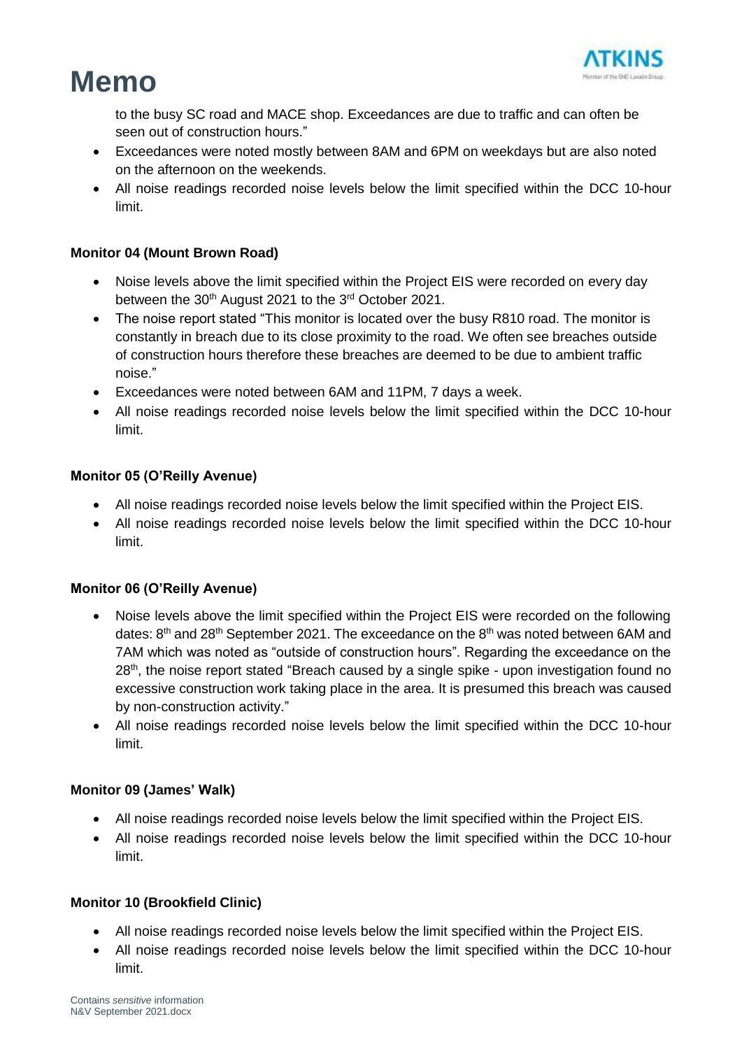to the busy SC road and MACE shop. Exceedances are due to traffic and can often be seen out of construction hours."

- Exceedances were noted mostly between 8AM and 6PM on weekdays but are also noted on the afternoon on the weekends.
- All noise readings recorded noise levels below the limit specified within the DCC 10-hour limit.

**Monitor 04 (Mount Brown Road)**

- Noise levels above the limit specified within the Project EIS were recorded on every day between the 30th August 2021 to the 3rd October 2021.
- The noise report stated "This monitor is located over the busy R810 road. The monitor is constantly in breach due to its close proximity to the road. We often see breaches outside of construction hours therefore these breaches are deemed to be due to ambient traffic noise."
- Exceedances were noted between 6AM and 11PM, 7 days a week.
- All noise readings recorded noise levels below the limit specified within the DCC 10-hour limit.

**Monitor 05 (O'Reilly Avenue)**

- All noise readings recorded noise levels below the limit specified within the Project EIS.
- All noise readings recorded noise levels below the limit specified within the DCC 10-hour limit.

**Monitor 06 (O'Reilly Avenue)**

- Noise levels above the limit specified within the Project EIS were recorded on the following dates: 8th and 28th September 2021. The exceedance on the 8th was noted between 6AM and 7AM which was noted as "outside of construction hours". Regarding the exceedance on the 28th, the noise report stated "Breach caused by a single spike - upon investigation found no excessive construction work taking place in the area. It is presumed this breach was caused by non-construction activity."
- All noise readings recorded noise levels below the limit specified within the DCC 10-hour limit.

**Monitor 09 (James' Walk)**

- All noise readings recorded noise levels below the limit specified within the Project EIS.
- All noise readings recorded noise levels below the limit specified within the DCC 10-hour limit.

**Monitor 10 (Brookfield Clinic)**

- All noise readings recorded noise levels below the limit specified within the Project EIS.
- All noise readings recorded noise levels below the limit specified within the DCC 10-hour limit.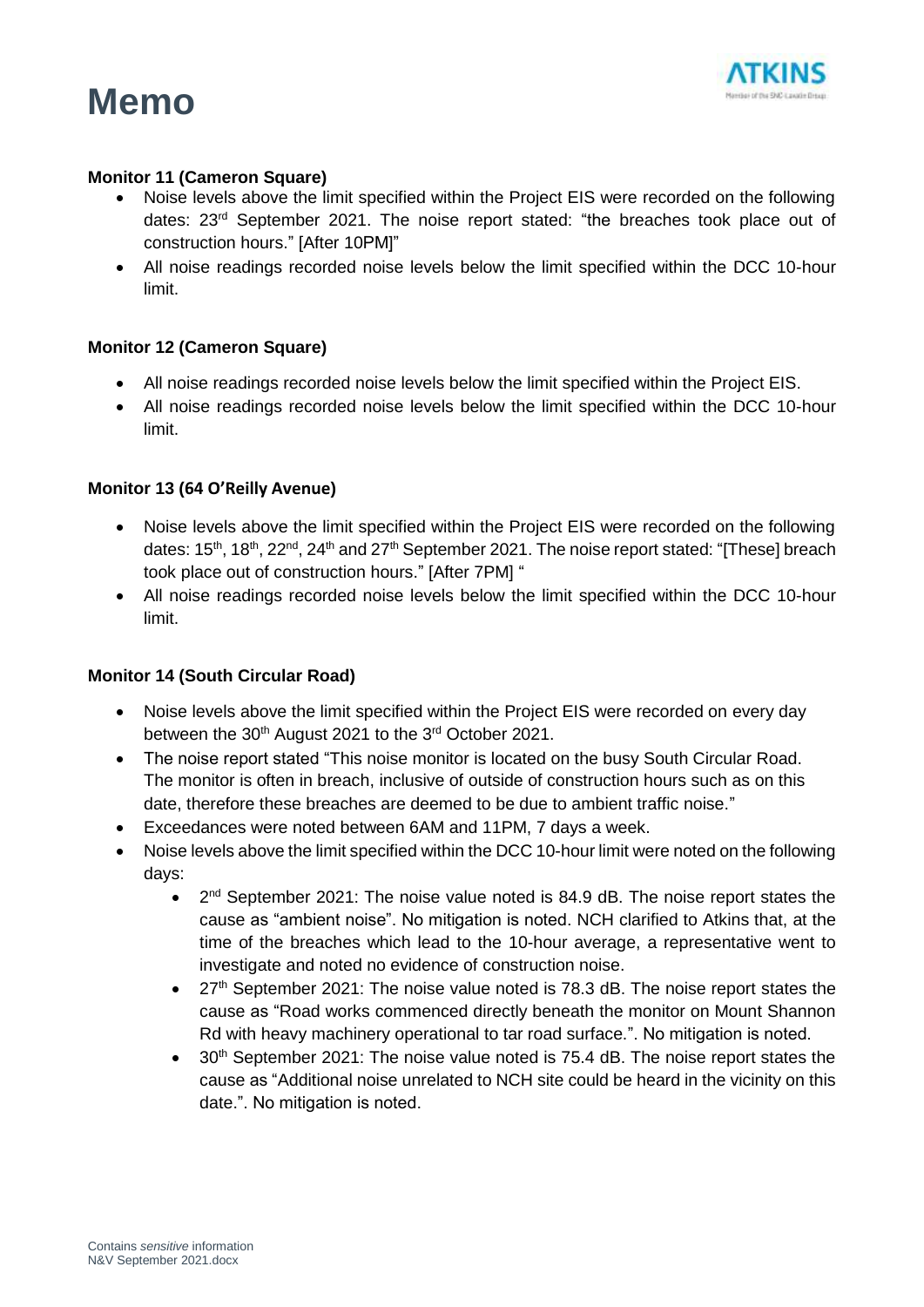# Memo

**Monitor 11 (Cameron Square)**

- Noise levels above the limit specified within the Project EIS were recorded on the following dates: 23rd September 2021. The noise report stated: "the breaches took place out of construction hours." [After 10PM]"
- All noise readings recorded noise levels below the limit specified within the DCC 10-hour limit.

**Monitor 12 (Cameron Square)**

- All noise readings recorded noise levels below the limit specified within the Project EIS.
- All noise readings recorded noise levels below the limit specified within the DCC 10-hour limit.

**Monitor 13 (64 O'Reilly Avenue)**

- Noise levels above the limit specified within the Project EIS were recorded on the following dates: 15th, 18th, 22nd, 24th and 27th September 2021. The noise report stated: "[These] breach took place out of construction hours." [After 7PM] "
- All noise readings recorded noise levels below the limit specified within the DCC 10-hour limit.

**Monitor 14 (South Circular Road)**

- Noise levels above the limit specified within the Project EIS were recorded on every day between the 30th August 2021 to the 3rd October 2021.
- The noise report stated "This noise monitor is located on the busy South Circular Road. The monitor is often in breach, inclusive of outside of construction hours such as on this date, therefore these breaches are deemed to be due to ambient traffic noise."
- Exceedances were noted between 6AM and 11PM, 7 days a week.
- Noise levels above the limit specified within the DCC 10-hour limit were noted on the following days:
  - 2nd September 2021: The noise value noted is 84.9 dB. The noise report states the cause as "ambient noise". No mitigation is noted. NCH clarified to Atkins that, at the time of the breaches which lead to the 10-hour average, a representative went to investigate and noted no evidence of construction noise.
  - 27th September 2021: The noise value noted is 78.3 dB. The noise report states the cause as "Road works commenced directly beneath the monitor on Mount Shannon Rd with heavy machinery operational to tar road surface.". No mitigation is noted.
  - 30th September 2021: The noise value noted is 75.4 dB. The noise report states the cause as "Additional noise unrelated to NCH site could be heard in the vicinity on this date.". No mitigation is noted.

Contains *sensitive* information
N&V September 2021.docx